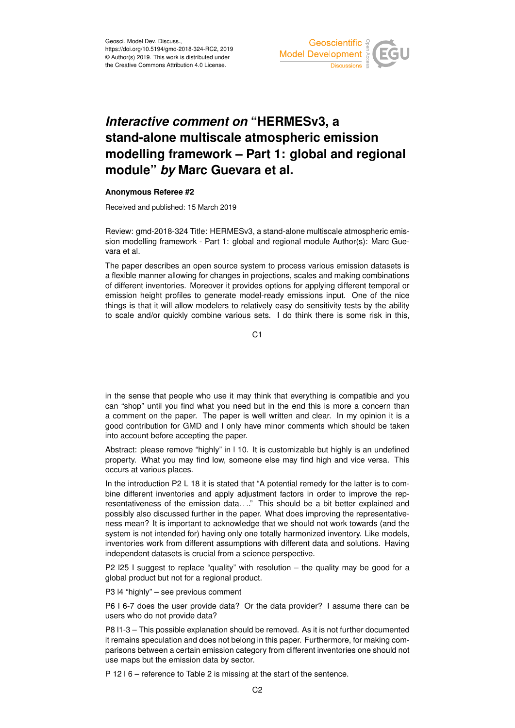Geosci. Model Dev. Discuss.,
https://doi.org/10.5194/gmd-2018-324-RC2, 2019
© Author(s) 2019. This work is distributed under
the Creative Commons Attribution 4.0 License.

# *Interactive comment on* "HERMESv3, a stand-alone multiscale atmospheric emission modelling framework – Part 1: global and regional module" *by* Marc Guevara et al.

**Anonymous Referee #2**

Received and published: 15 March 2019

Review: gmd-2018-324 Title: HERMESv3, a stand-alone multiscale atmospheric emission modelling framework - Part 1: global and regional module Author(s): Marc Guevara et al.

The paper describes an open source system to process various emission datasets is a flexible manner allowing for changes in projections, scales and making combinations of different inventories. Moreover it provides options for applying different temporal or emission height profiles to generate model-ready emissions input. One of the nice things is that it will allow modelers to relatively easy do sensitivity tests by the ability to scale and/or quickly combine various sets. I do think there is some risk in this, in the sense that people who use it may think that everything is compatible and you can "shop" until you find what you need but in the end this is more a concern than a comment on the paper. The paper is well written and clear. In my opinion it is a good contribution for GMD and I only have minor comments which should be taken into account before accepting the paper.

Abstract: please remove "highly" in l 10. It is customizable but highly is an undefined property. What you may find low, someone else may find high and vice versa. This occurs at various places.

In the introduction P2 L 18 it is stated that "A potential remedy for the latter is to combine different inventories and apply adjustment factors in order to improve the representativeness of the emission data. . .." This should be a bit better explained and possibly also discussed further in the paper. What does improving the representativeness mean? It is important to acknowledge that we should not work towards (and the system is not intended for) having only one totally harmonized inventory. Like models, inventories work from different assumptions with different data and solutions. Having independent datasets is crucial from a science perspective.

P2 l25 I suggest to replace "quality" with resolution – the quality may be good for a global product but not for a regional product.

P3 l4 "highly" – see previous comment

P6 l 6-7 does the user provide data? Or the data provider? I assume there can be users who do not provide data?

P8 l1-3 – This possible explanation should be removed. As it is not further documented it remains speculation and does not belong in this paper. Furthermore, for making comparisons between a certain emission category from different inventories one should not use maps but the emission data by sector.

P 12 l 6 – reference to Table 2 is missing at the start of the sentence.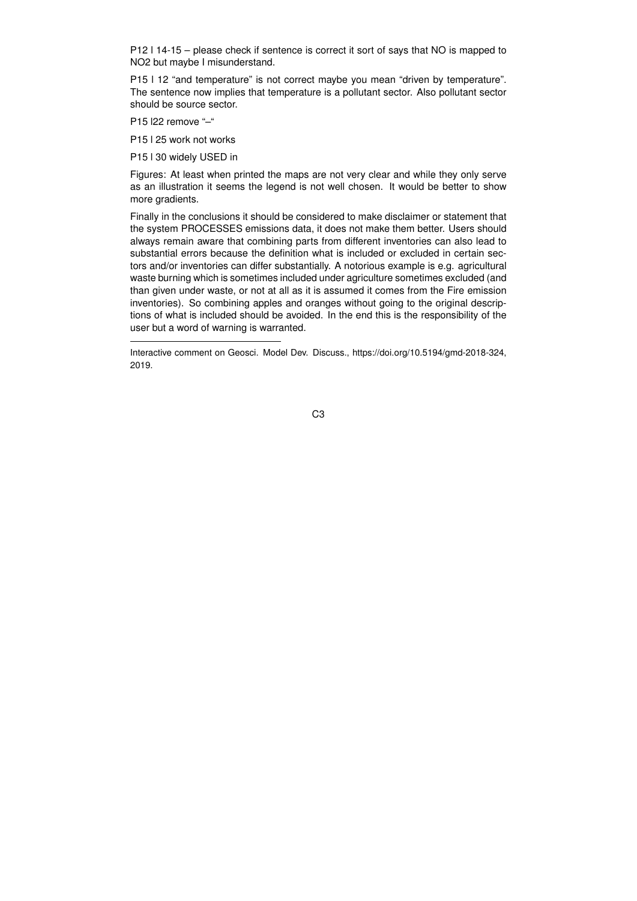P12 l 14-15 – please check if sentence is correct it sort of says that NO is mapped to $NO_2$ but maybe I misunderstand.

P15 l 12 "and temperature" is not correct maybe you mean "driven by temperature". The sentence now implies that temperature is a pollutant sector. Also pollutant sector should be source sector.

P15 l22 remove "–"

P15 l 25 work not works

P15 l 30 widely USED in

Figures: At least when printed the maps are not very clear and while they only serve as an illustration it seems the legend is not well chosen. It would be better to show more gradients.

Finally in the conclusions it should be considered to make disclaimer or statement that the system PROCESSES emissions data, it does not make them better. Users should always remain aware that combining parts from different inventories can also lead to substantial errors because the definition what is included or excluded in certain sectors and/or inventories can differ substantially. A notorious example is e.g. agricultural waste burning which is sometimes included under agriculture sometimes excluded (and than given under waste, or not at all as it is assumed it comes from the Fire emission inventories). So combining apples and oranges without going to the original descriptions of what is included should be avoided. In the end this is the responsibility of the user but a word of warning is warranted.

---

Interactive comment on Geosci. Model Dev. Discuss., https://doi.org/10.5194/gmd-2018-324, 2019.